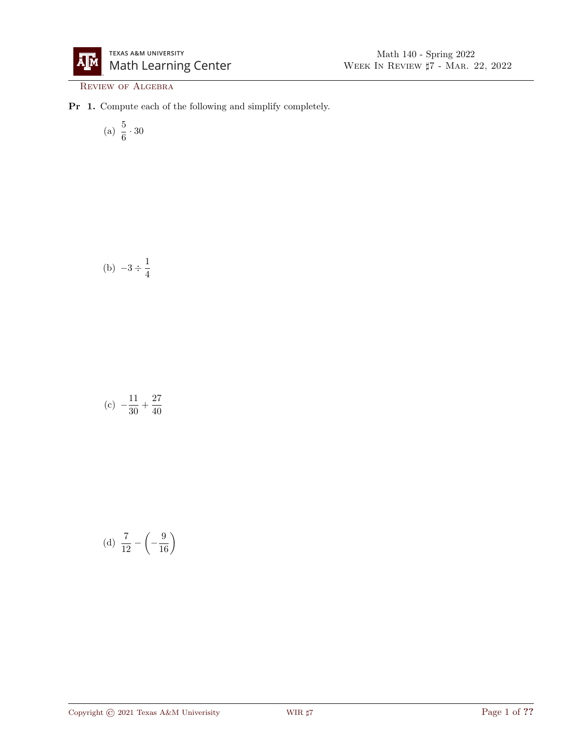Review of Algebra

**Pr 1.** Compute each of the following and simplify completely.

(a) $\dfrac{5}{6} \cdot 30$

(b) $-3 \div \dfrac{1}{4}$

(c) $-\dfrac{11}{30} + \dfrac{27}{40}$

(d) $\dfrac{7}{12} - \left(-\dfrac{9}{16}\right)$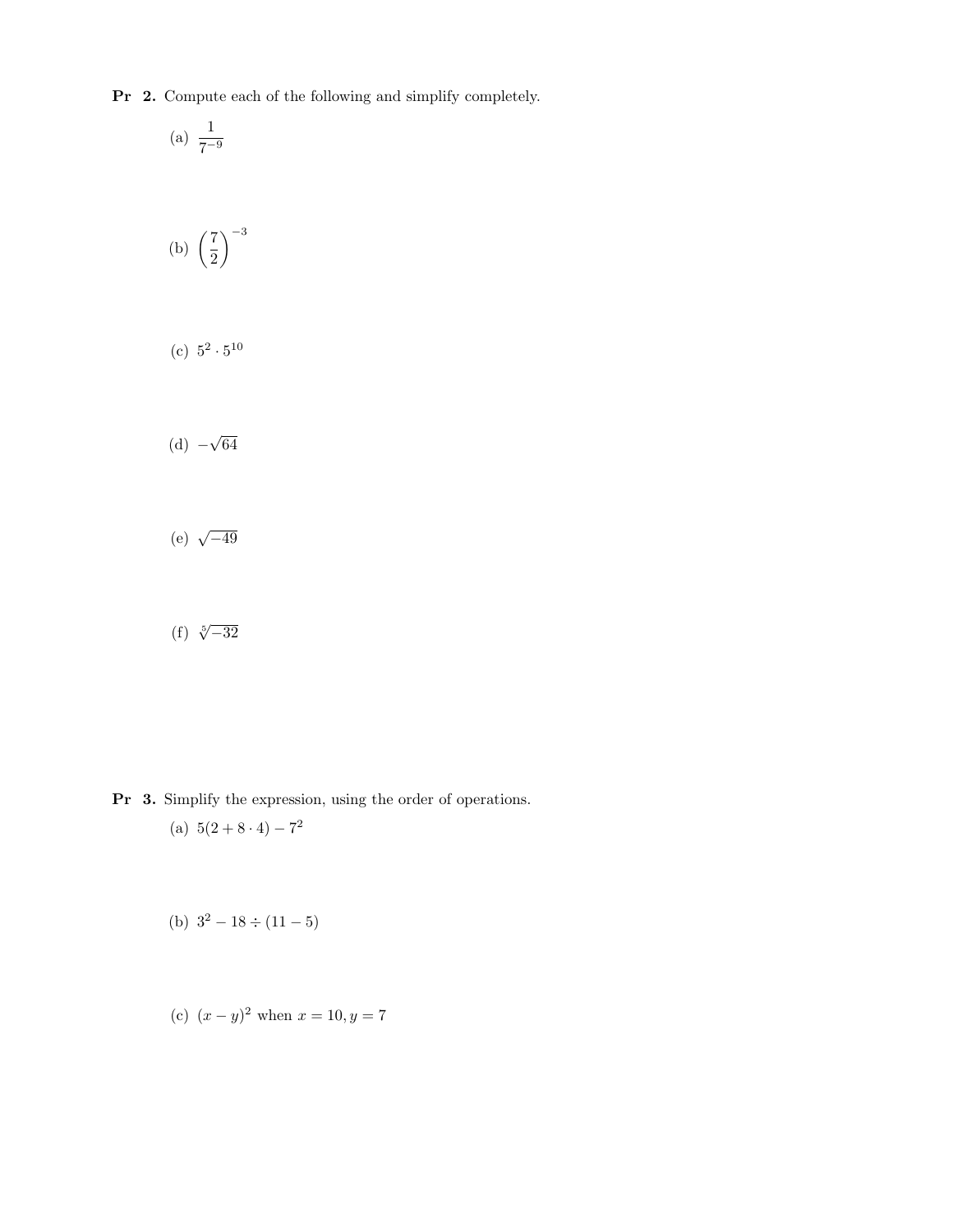**Pr 2.** Compute each of the following and simplify completely.

(a) $\dfrac{1}{7^{-9}}$

(b) $\left(\dfrac{7}{2}\right)^{-3}$

(c) $5^2 \cdot 5^{10}$

(d) $-\sqrt{64}$

(e) $\sqrt{-49}$

(f) $\sqrt[5]{-32}$

**Pr 3.** Simplify the expression, using the order of operations.

(a) $5(2 + 8 \cdot 4) - 7^2$

(b) $3^2 - 18 \div (11 - 5)$

(c) $(x - y)^2$ when $x = 10, y = 7$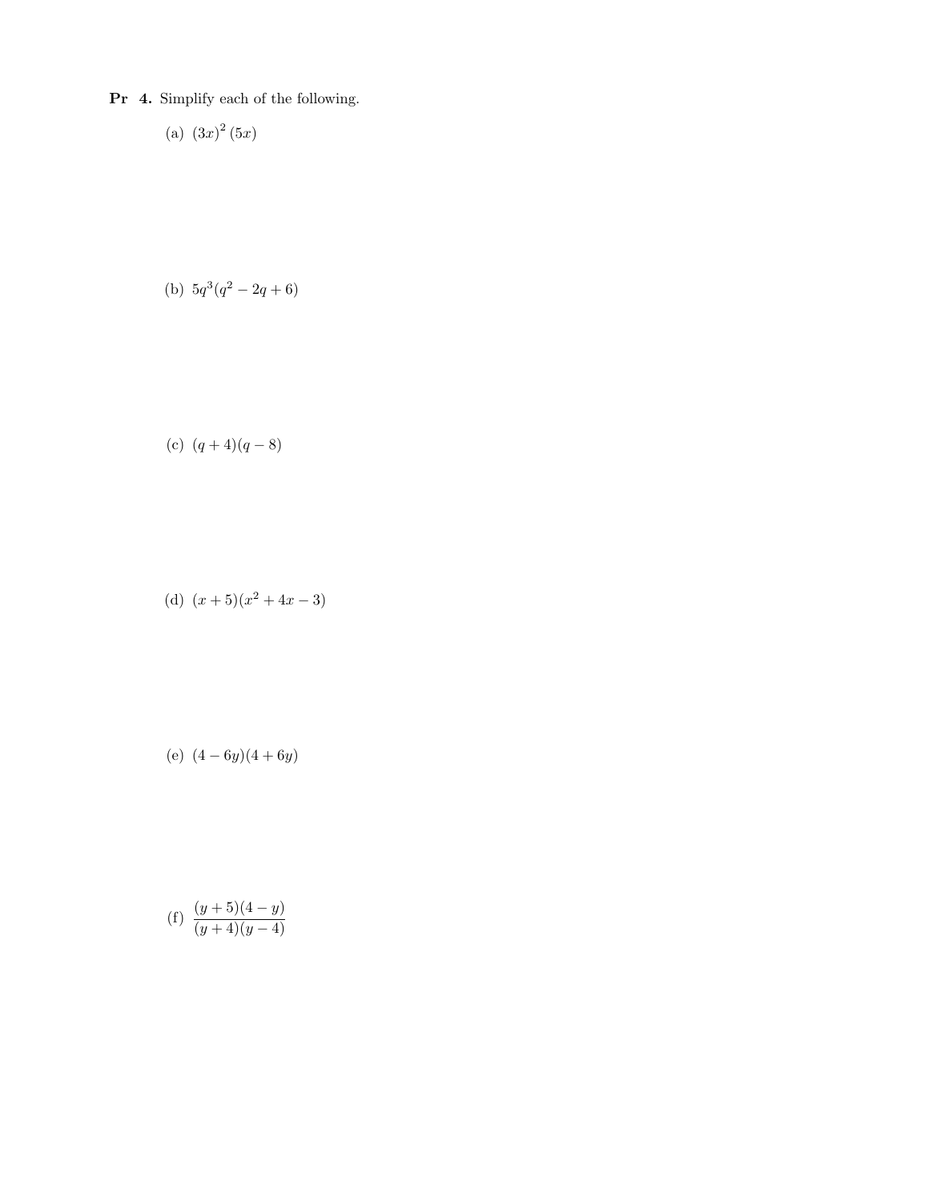**Pr 4.** Simplify each of the following.

(a) $(3x)^2\,(5x)$

(b) $5q^3(q^2 - 2q + 6)$

(c) $(q + 4)(q - 8)$

(d) $(x + 5)(x^2 + 4x - 3)$

(e) $(4 - 6y)(4 + 6y)$

(f) $\dfrac{(y+5)(4-y)}{(y+4)(y-4)}$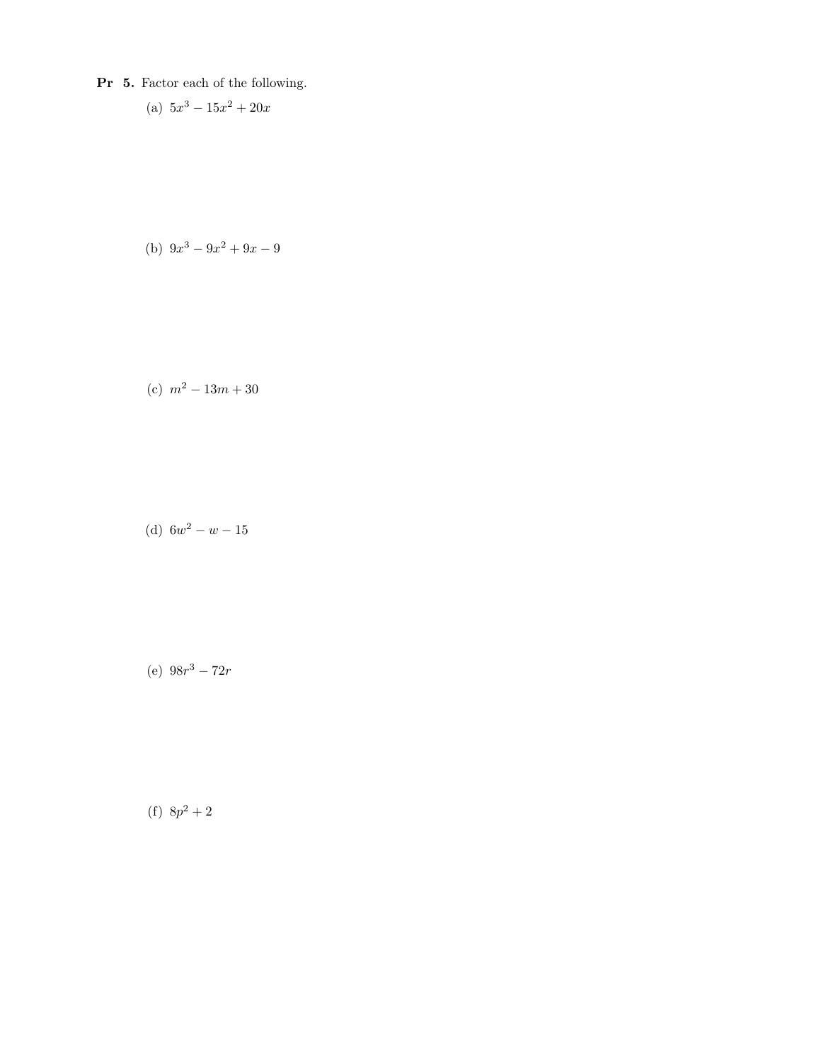**Pr 5.** Factor each of the following.

(a) $5x^3 - 15x^2 + 20x$

(b) $9x^3 - 9x^2 + 9x - 9$

(c) $m^2 - 13m + 30$

(d) $6w^2 - w - 15$

(e) $98r^3 - 72r$

(f) $8p^2 + 2$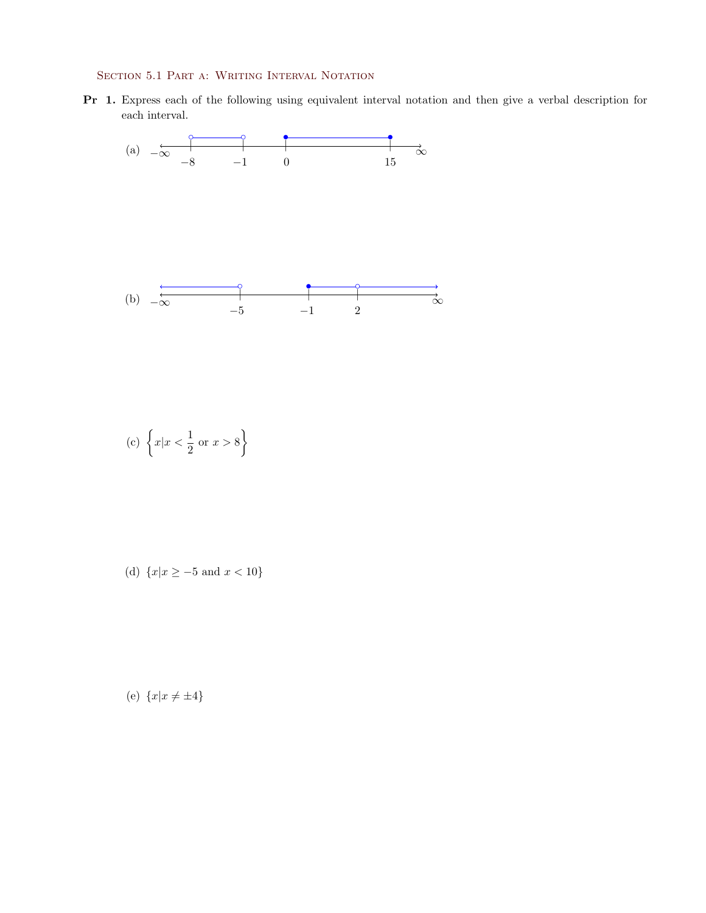Section 5.1 Part a: Writing Interval Notation

**Pr 1.** Express each of the following using equivalent interval notation and then give a verbal description for each interval.

(a)

$-\infty$ &nbsp; $-8$ &nbsp; $-1$ &nbsp; $0$ &nbsp; $15$ &nbsp; $\infty$

(b)

$-\infty$ &nbsp; $-5$ &nbsp; $-1$ &nbsp; $2$ &nbsp; $\infty$

(c) $\left\{x|x < \dfrac{1}{2} \text{ or } x > 8\right\}$

(d) $\{x|x \geq -5 \text{ and } x < 10\}$

(e) $\{x|x \neq \pm 4\}$